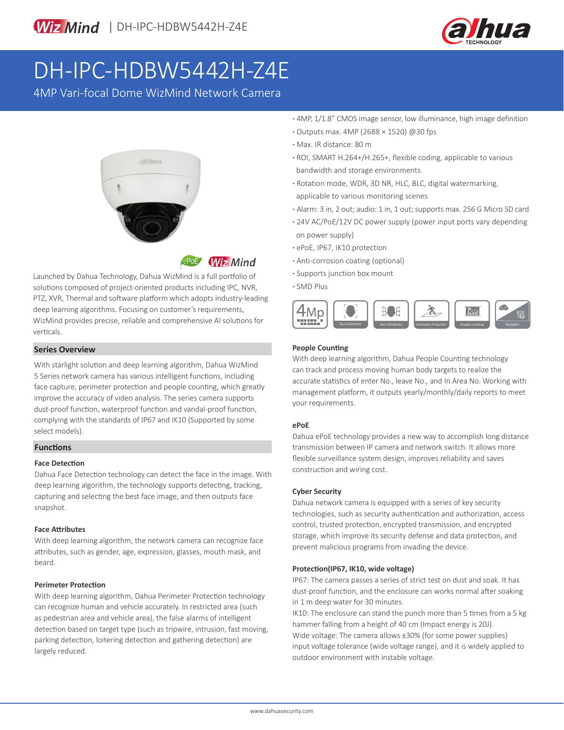WizMind | DH-IPC-HDBW5442H-Z4E

# DH-IPC-HDBW5442H-Z4E

4MP Vari-focal Dome WizMind Network Camera

- 4MP, 1/1.8" CMOS image sensor, low illuminance, high image definition
- Outputs max. 4MP (2688 × 1520) @30 fps
- Max. IR distance: 80 m
- ROI, SMART H.264+/H.265+, flexible coding, applicable to various bandwidth and storage environments.
- Rotation mode, WDR, 3D NR, HLC, BLC, digital watermarking, applicable to various monitoring scenes
- Alarm: 3 in, 2 out; audio: 1 in, 1 out; supports max. 256 G Micro SD card
- 24V AC/PoE/12V DC power supply (power input ports vary depending on power supply)
- ePoE, IP67, IK10 protection
- Anti-corrosion coating (optional)
- Supports junction box mount
- SMD Plus

4MP | Face Detection | Face Attributes | Perimeter Protection | People counting | Starlight+

Launched by Dahua Technology, Dahua WizMind is a full portfolio of solutions composed of project-oriented products including IPC, NVR, PTZ, XVR, Thermal and software platform which adopts industry-leading deep learning algorithms. Focusing on customer's requirements, WizMind provides precise, reliable and comprehensive AI solutions for verticals.

## Series Overview

With starlight solution and deep learning algorithm, Dahua WizMind 5 Series network camera has various intelligent functions, including face capture, perimeter protection and people counting, which greatly improve the accuracy of video analysis. The series camera supports dust-proof function, waterproof function and vandal-proof function, complying with the standards of IP67 and IK10 (Supported by some select models).

## Functions

### Face Detection

Dahua Face Detection technology can detect the face in the image. With deep learning algorithm, the technology supports detecting, tracking, capturing and selecting the best face image, and then outputs face snapshot.

### Face Attributes

With deep learning algorithm, the network camera can recognize face attributes, such as gender, age, expression, glasses, mouth mask, and beard.

### Perimeter Protection

With deep learning algorithm, Dahua Perimeter Protection technology can recognize human and vehicle accurately. In restricted area (such as pedestrian area and vehicle area), the false alarms of intelligent detection based on target type (such as tripwire, intrusion, fast moving, parking detection, loitering detection and gathering detection) are largely reduced.

### People Counting

With deep learning algorithm, Dahua People Counting technology can track and process moving human body targets to realize the accurate statistics of enter No., leave No., and In Area No. Working with management platform, it outputs yearly/monthly/daily reports to meet your requirements.

### ePoE

Dahua ePoE technology provides a new way to accomplish long distance transmission between IP camera and network switch. It allows more flexible surveillance system design, improves reliability and saves construction and wiring cost.

### Cyber Security

Dahua network camera is equipped with a series of key security technologies, such as security authentication and authorization, access control, trusted protection, encrypted transmission, and encrypted storage, which improve its security defense and data protection, and prevent malicious programs from invading the device.

### Protection(IP67, IK10, wide voltage)

IP67: The camera passes a series of strict test on dust and soak. It has dust-proof function, and the enclosure can works normal after soaking in 1 m deep water for 30 minutes.

IK10: The enclosure can stand the punch more than 5 times from a 5 kg hammer falling from a height of 40 cm (Impact energy is 20J).

Wide voltage: The camera allows ±30% (for some power supplies) input voltage tolerance (wide voltage range), and it is widely applied to outdoor environment with instable voltage.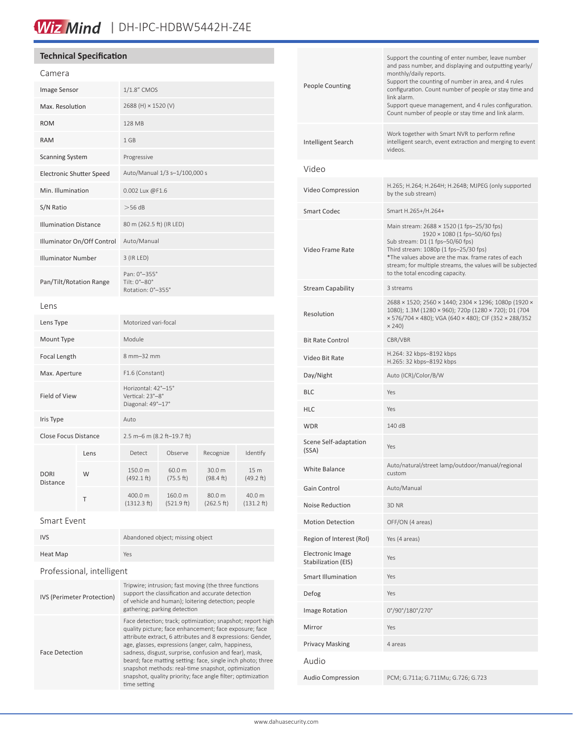# WizMind | DH-IPC-HDBW5442H-Z4E

## Technical Specification

### Camera

| | |
|---|---|
| Image Sensor | 1/1.8" CMOS |
| Max. Resolution | 2688 (H) × 1520 (V) |
| ROM | 128 MB |
| RAM | 1 GB |
| Scanning System | Progressive |
| Electronic Shutter Speed | Auto/Manual 1/3 s–1/100,000 s |
| Min. Illumination | 0.002 Lux @F1.6 |
| S/N Ratio | >56 dB |
| Illumination Distance | 80 m (262.5 ft) (IR LED) |
| Illuminator On/Off Control | Auto/Manual |
| Illuminator Number | 3 (IR LED) |
| Pan/Tilt/Rotation Range | Pan: 0°–355°<br>Tilt: 0°–80°<br>Rotation: 0°–355° |

### Lens

| | |
|---|---|
| Lens Type | Motorized vari-focal |
| Mount Type | Module |
| Focal Length | 8 mm–32 mm |
| Max. Aperture | F1.6 (Constant) |
| Field of View | Horizontal: 42°–15°<br>Vertical: 23°–8°<br>Diagonal: 49°–17° |
| Iris Type | Auto |
| Close Focus Distance | 2.5 m–6 m (8.2 ft–19.7 ft) |

| DORI Distance | Lens | Detect | Observe | Recognize | Identify |
|---|---|---|---|---|---|
| | W | 150.0 m (492.1 ft) | 60.0 m (75.5 ft) | 30.0 m (98.4 ft) | 15 m (49.2 ft) |
| | T | 400.0 m (1312.3 ft) | 160.0 m (521.9 ft) | 80.0 m (262.5 ft) | 40.0 m (131.2 ft) |

### Smart Event

| | |
|---|---|
| IVS | Abandoned object; missing object |
| Heat Map | Yes |

### Professional, intelligent

| | |
|---|---|
| IVS (Perimeter Protection) | Tripwire; intrusion; fast moving (the three functions support the classification and accurate detection of vehicle and human); loitering detection; people gathering; parking detection |
| Face Detection | Face detection; track; optimization; snapshot; report high quality picture; face enhancement; face exposure; face attribute extract, 6 attributes and 8 expressions: Gender, age, glasses, expressions (anger, calm, happiness, sadness, disgust, surprise, confusion and fear), mask, beard; face matting setting: face, single inch photo; three snapshot methods: real-time snapshot, optimization snapshot, quality priority; face angle filter; optimization time setting |
| People Counting | Support the counting of enter number, leave number and pass number, and displaying and outputting yearly/monthly/daily reports.<br>Support the counting of number in area, and 4 rules configuration. Count number of people or stay time and link alarm.<br>Support queue management, and 4 rules configuration. Count number of people or stay time and link alarm. |
| Intelligent Search | Work together with Smart NVR to perform refine intelligent search, event extraction and merging to event videos. |

### Video

| | |
|---|---|
| Video Compression | H.265; H.264; H.264H; H.264B; MJPEG (only supported by the sub stream) |
| Smart Codec | Smart H.265+/H.264+ |
| Video Frame Rate | Main stream: 2688 × 1520 (1 fps–25/30 fps)<br>1920 × 1080 (1 fps–50/60 fps)<br>Sub stream: D1 (1 fps–50/60 fps)<br>Third stream: 1080p (1 fps–25/30 fps)<br>*The values above are the max. frame rates of each stream; for multiple streams, the values will be subjected to the total encoding capacity. |
| Stream Capability | 3 streams |
| Resolution | 2688 × 1520; 2560 × 1440; 2304 × 1296; 1080p (1920 × 1080); 1.3M (1280 × 960); 720p (1280 × 720); D1 (704 × 576/704 × 480); VGA (640 × 480); CIF (352 × 288/352 × 240) |
| Bit Rate Control | CBR/VBR |
| Video Bit Rate | H.264: 32 kbps–8192 kbps<br>H.265: 32 kbps–8192 kbps |
| Day/Night | Auto (ICR)/Color/B/W |
| BLC | Yes |
| HLC | Yes |
| WDR | 140 dB |
| Scene Self-adaptation (SSA) | Yes |
| White Balance | Auto/natural/street lamp/outdoor/manual/regional custom |
| Gain Control | Auto/Manual |
| Noise Reduction | 3D NR |
| Motion Detection | OFF/ON (4 areas) |
| Region of Interest (RoI) | Yes (4 areas) |
| Electronic Image Stabilization (EIS) | Yes |
| Smart Illumination | Yes |
| Defog | Yes |
| Image Rotation | 0°/90°/180°/270° |
| Mirror | Yes |
| Privacy Masking | 4 areas |

### Audio

| | |
|---|---|
| Audio Compression | PCM; G.711a; G.711Mu; G.726; G.723 |

www.dahuasecurity.com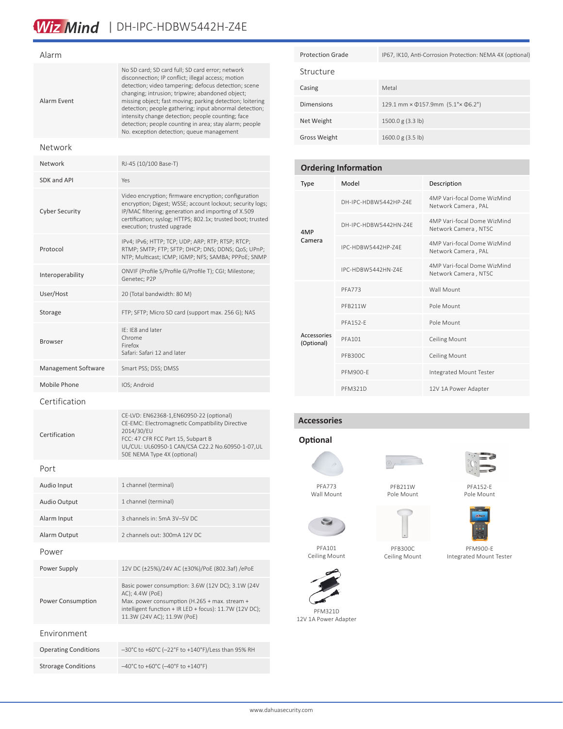# WizMind | DH-IPC-HDBW5442H-Z4E

## Alarm

| | |
|---|---|
| Alarm Event | No SD card; SD card full; SD card error; network disconnection; IP conflict; illegal access; motion detection; video tampering; defocus detection; scene changing; intrusion; tripwire; abandoned object; missing object; fast moving; parking detection; loitering detection; people gathering; input abnormal detection; intensity change detection; people counting; face detection; people counting in area; stay alarm; people No. exception detection; queue management |

## Network

| | |
|---|---|
| Network | RJ-45 (10/100 Base-T) |
| SDK and API | Yes |
| Cyber Security | Video encryption; firmware encryption; configuration encryption; Digest; WSSE; account lockout; security logs; IP/MAC filtering; generation and importing of X.509 certification; syslog; HTTPS; 802.1x; trusted boot; trusted execution; trusted upgrade |
| Protocol | IPv4; IPv6; HTTP; TCP; UDP; ARP; RTP; RTSP; RTCP; RTMP; SMTP; FTP; SFTP; DHCP; DNS; DDNS; QoS; UPnP; NTP; Multicast; ICMP; IGMP; NFS; SAMBA; PPPoE; SNMP |
| Interoperability | ONVIF (Profile S/Profile G/Profile T); CGI; Milestone; Genetec; P2P |
| User/Host | 20 (Total bandwidth: 80 M) |
| Storage | FTP; SFTP; Micro SD card (support max. 256 G); NAS |
| Browser | IE: IE8 and later<br>Chrome<br>Firefox<br>Safari: Safari 12 and later |
| Management Software | Smart PSS; DSS; DMSS |
| Mobile Phone | IOS; Android |

## Certification

| | |
|---|---|
| Certification | CE-LVD: EN62368-1,EN60950-22 (optional)<br>CE-EMC: Electromagnetic Compatibility Directive 2014/30/EU<br>FCC: 47 CFR FCC Part 15, Subpart B<br>UL/CUL: UL60950-1 CAN/CSA C22.2 No.60950-1-07,UL 50E NEMA Type 4X (optional) |

## Port

| | |
|---|---|
| Audio Input | 1 channel (terminal) |
| Audio Output | 1 channel (terminal) |
| Alarm Input | 3 channels in: 5mA 3V–5V DC |
| Alarm Output | 2 channels out: 300mA 12V DC |

## Power

| | |
|---|---|
| Power Supply | 12V DC (±25%)/24V AC (±30%)/PoE (802.3af) /ePoE |
| Power Consumption | Basic power consumption: 3.6W (12V DC); 3.1W (24V AC); 4.4W (PoE)<br>Max. power consumption (H.265 + max. stream + intelligent function + IR LED + focus): 11.7W (12V DC); 11.3W (24V AC); 11.9W (PoE) |

## Environment

| | |
|---|---|
| Operating Conditions | –30°C to +60°C (–22°F to +140°F)/Less than 95% RH |
| Strorage Conditions | –40°C to +60°C (–40°F to +140°F) |
| Protection Grade | IP67, IK10, Anti-Corrosion Protection: NEMA 4X (optional) |

## Structure

| | |
|---|---|
| Casing | Metal |
| Dimensions | 129.1 mm × Φ157.9mm (5.1"× Φ6.2") |
| Net Weight | 1500.0 g (3.3 lb) |
| Gross Weight | 1600.0 g (3.5 lb) |

## Ordering Information

| Type | Model | Description |
|---|---|---|
| 4MP Camera | DH-IPC-HDBW5442HP-Z4E | 4MP Vari-focal Dome WizMind Network Camera , PAL |
| | DH-IPC-HDBW5442HN-Z4E | 4MP Vari-focal Dome WizMind Network Camera , NTSC |
| | IPC-HDBW5442HP-Z4E | 4MP Vari-focal Dome WizMind Network Camera , PAL |
| | IPC-HDBW5442HN-Z4E | 4MP Vari-focal Dome WizMind Network Camera , NTSC |
| Accessories (Optional) | PFA773 | Wall Mount |
| | PFB211W | Pole Mount |
| | PFA152-E | Pole Mount |
| | PFA101 | Ceiling Mount |
| | PFB300C | Ceiling Mount |
| | PFM900-E | Integrated Mount Tester |
| | PFM321D | 12V 1A Power Adapter |

## Accessories

### Optional

PFA773
Wall Mount

PFB211W
Pole Mount

PFA152-E
Pole Mount

PFA101
Ceiling Mount

PFB300C
Ceiling Mount

PFM900-E
Integrated Mount Tester

PFM321D
12V 1A Power Adapter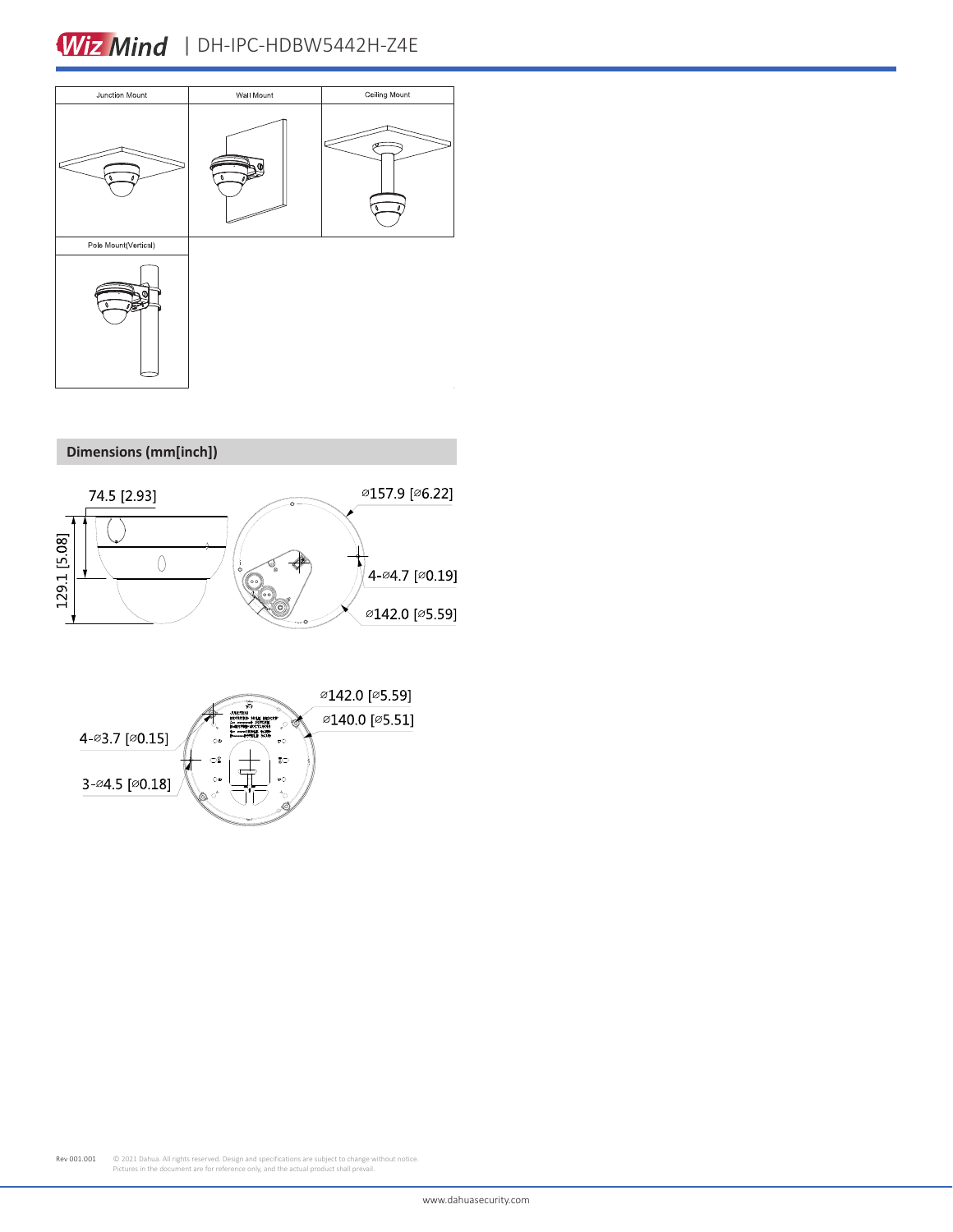| Junction Mount | Wall Mount | Ceiling Mount |
|---|---|---|
| | | |
| Pole Mount(Vertical) | | |
| | | |

## Dimensions (mm[inch])

74.5 [2.93]

129.1 [5.08]

⌀157.9 [⌀6.22]

4-⌀4.7 [⌀0.19]

⌀142.0 [⌀5.59]

⌀142.0 [⌀5.59]

⌀140.0 [⌀5.51]

4-⌀3.7 [⌀0.15]

3-⌀4.5 [⌀0.18]

Rev 001.001 © 2021 Dahua. All rights reserved. Design and specifications are subject to change without notice. Pictures in the document are for reference only, and the actual product shall prevail.